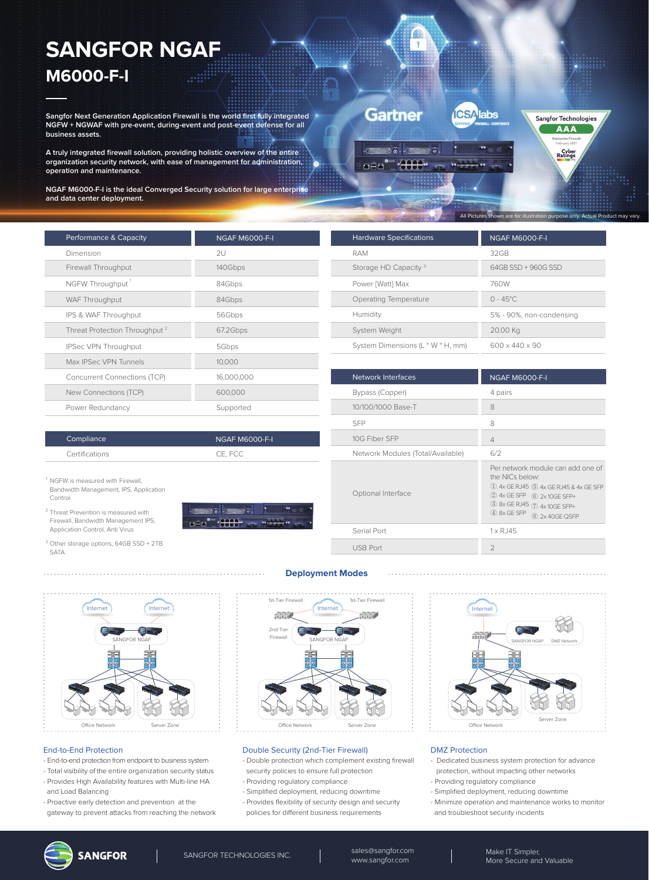# SANGFOR NGAF

## M6000-F-I

**Sangfor Next Generation Application Firewall is the world first fully integrated NGFW + NGWAF with pre-event, during-event and post-event defense for all business assets.**

**A truly integrated firewall solution, providing holistic overview of the entire organization security network, with ease of management for administration, operation and maintenance.**

**NGAF M6000-F-I is the ideal Converged Security solution for large enterprise and data center deployment.**

All Pictures shown are for illustration purpose only. Actual Product may vary.

| Performance & Capacity | NGAF M6000-F-I |
|---|---|
| Dimension | 2U |
| Firewall Throughput | 140Gbps |
| NGFW Throughput [1] | 84Gbps |
| WAF Throughput | 84Gbps |
| IPS & WAF Throughput | 56Gbps |
| Threat Protection Throughput [2] | 67.2Gbps |
| IPSec VPN Throughput | 5Gbps |
| Max IPSec VPN Tunnels | 10,000 |
| Concurrent Connections (TCP) | 16,000,000 |
| New Connections (TCP) | 600,000 |
| Power Redundancy | Supported |

| Compliance | NGAF M6000-F-I |
|---|---|
| Certifications | CE, FCC |

[1] NGFW is measured with Firewall, Bandwidth Management, IPS, Application Control

[2] Threat Prevention is measured with Firewall, Bandwidth Management IPS, Application Control, Anti Virus

[3] Other storage options; 64GB SSD + 2TB SATA

| Hardware Specifications | NGAF M6000-F-I |
|---|---|
| RAM | 32GB |
| Storage HD Capacity [3] | 64GB SSD + 960G SSD |
| Power [Watt] Max | 760W |
| Operating Temperature | 0 - 45°C |
| Humidity | 5% - 90%, non-condensing |
| System Weight | 20.00 Kg |
| System Dimensions (L * W * H, mm) | 600 x 440 x 90 |

| Network Interfaces | NGAF M6000-F-I |
|---|---|
| Bypass (Copper) | 4 pairs |
| 10/100/1000 Base-T | 8 |
| SFP | 8 |
| 10G Fiber SFP | 4 |
| Network Modules (Total/Available) | 6/2 |
| Optional Interface | Per network module can add one of the NICs below: ① 4x GE RJ45 ② 4x GE SFP ③ 8x GE RJ45 ④ 8x GE SFP ⑤ 4x GE RJ45 & 4x GE SFP ⑥ 2x 10GE SFP+ ⑦ 4x 10GE SFP+ ⑧ 2x 40GE QSFP |
| Serial Port | 1 x RJ45 |
| USB Port | 2 |

## Deployment Modes

### End-to-End Protection

- End-to-end protection from endpoint to business system
- Total visibility of the entire organization security status
- Provides High Availability features with Multi-line HA and Load Balancing
- Proactive early detection and prevention at the gateway to prevent attacks from reaching the network

### Double Security (2nd-Tier Firewall)

- Double protection which complement existing firewall security policies to ensure full protection
- Providing regulatory compliance
- Simplified deployment, reducing downtime
- Provides flexibility of security design and security policies for different business requirements

### DMZ Protection

- Dedicated business system protection for advance protection, without impacting other networks
- Providing regulatory compliance
- Simplified deployment, reducing downtime
- Minimize operation and maintenance works to monitor and troubleshoot security incidents

SANGFOR TECHNOLOGIES INC. | sales@sangfor.com www.sangfor.com | Make IT Simpler, More Secure and Valuable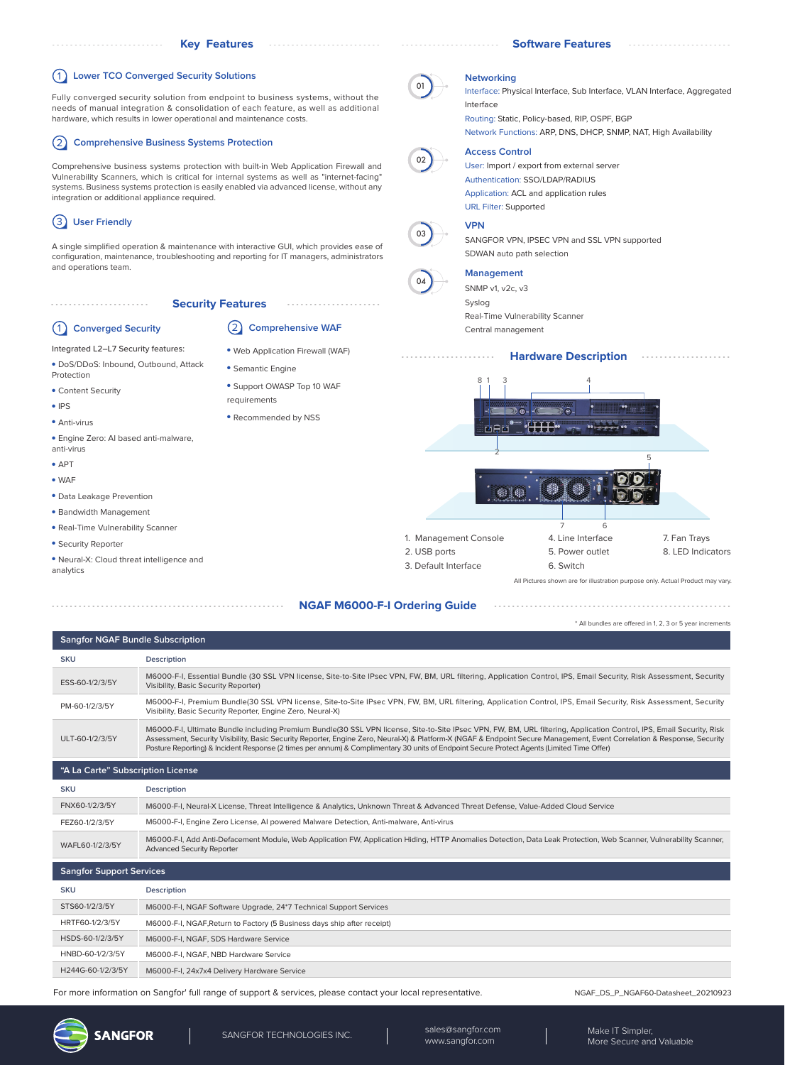## Key Features

### 1 Lower TCO Converged Security Solutions

Fully converged security solution from endpoint to business systems, without the needs of manual integration & consolidation of each feature, as well as additional hardware, which results in lower operational and maintenance costs.

### 2 Comprehensive Business Systems Protection

Comprehensive business systems protection with built-in Web Application Firewall and Vulnerability Scanners, which is critical for internal systems as well as "internet-facing" systems. Business systems protection is easily enabled via advanced license, without any integration or additional appliance required.

### 3 User Friendly

A single simplified operation & maintenance with interactive GUI, which provides ease of configuration, maintenance, troubleshooting and reporting for IT managers, administrators and operations team.

## Security Features

### 1 Converged Security

Integrated L2–L7 Security features:

- DoS/DDoS: Inbound, Outbound, Attack Protection
- Content Security
- IPS
- Anti-virus
- Engine Zero: AI based anti-malware, anti-virus
- APT
- WAF
- Data Leakage Prevention
- Bandwidth Management
- Real-Time Vulnerability Scanner
- Security Reporter
- Neural-X: Cloud threat intelligence and analytics

### 2 Comprehensive WAF

- Web Application Firewall (WAF)
- Semantic Engine
- Support OWASP Top 10 WAF requirements
- Recommended by NSS

## Software Features

### 01 Networking

Interface: Physical Interface, Sub Interface, VLAN Interface, Aggregated Interface

Routing: Static, Policy-based, RIP, OSPF, BGP

Network Functions: ARP, DNS, DHCP, SNMP, NAT, High Availability

### 02 Access Control

User: Import / export from external server

Authentication: SSO/LDAP/RADIUS

Application: ACL and application rules

URL Filter: Supported

### 03 VPN

SANGFOR VPN, IPSEC VPN and SSL VPN supported

SDWAN auto path selection

### 04 Management

SNMP v1, v2c, v3

Syslog

Real-Time Vulnerability Scanner

Central management

## Hardware Description

8 1 3 4

2

5

7 6

1. Management Console
2. USB ports
3. Default Interface
4. Line Interface
5. Power outlet
6. Switch
7. Fan Trays
8. LED Indicators

All Pictures shown are for illustration purpose only. Actual Product may vary.

## NGAF M6000-F-I Ordering Guide

* All bundles are offered in 1, 2, 3 or 5 year increments

| Sangfor NGAF Bundle Subscription | |
|---|---|
| **SKU** | **Description** |
| ESS-60-1/2/3/5Y | M6000-F-I, Essential Bundle (30 SSL VPN license, Site-to-Site IPsec VPN, FW, BM, URL filtering, Application Control, IPS, Email Security, Risk Assessment, Security Visibility, Basic Security Reporter) |
| PM-60-1/2/3/5Y | M6000-F-I, Premium Bundle(30 SSL VPN license, Site-to-Site IPsec VPN, FW, BM, URL filtering, Application Control, IPS, Email Security, Risk Assessment, Security Visibility, Basic Security Reporter, Engine Zero, Neural-X) |
| ULT-60-1/2/3/5Y | M6000-F-I, Ultimate Bundle including Premium Bundle(30 SSL VPN license, Site-to-Site IPsec VPN, FW, BM, URL filtering, Application Control, IPS, Email Security, Risk Assessment, Security Visibility, Basic Security Reporter, Engine Zero, Neural-X) & Platform-X (NGAF & Endpoint Secure Management, Event Correlation & Response, Security Posture Reporting) & Incident Response (2 times per annum) & Complimentary 30 units of Endpoint Secure Protect Agents (Limited Time Offer) |

| "A La Carte" Subscription License | |
|---|---|
| **SKU** | **Description** |
| FNX60-1/2/3/5Y | M6000-F-I, Neural-X License, Threat Intelligence & Analytics, Unknown Threat & Advanced Threat Defense, Value-Added Cloud Service |
| FEZ60-1/2/3/5Y | M6000-F-I, Engine Zero License, AI powered Malware Detection, Anti-malware, Anti-virus |
| WAFL60-1/2/3/5Y | M6000-F-I, Add Anti-Defacement Module, Web Application FW, Application Hiding, HTTP Anomalies Detection, Data Leak Protection, Web Scanner, Vulnerability Scanner, Advanced Security Reporter |

| Sangfor Support Services | |
|---|---|
| **SKU** | **Description** |
| STS60-1/2/3/5Y | M6000-F-I, NGAF Software Upgrade, 24*7 Technical Support Services |
| HRTF60-1/2/3/5Y | M6000-F-I, NGAF,Return to Factory (5 Business days ship after receipt) |
| HSDS-60-1/2/3/5Y | M6000-F-I, NGAF, SDS Hardware Service |
| HNBD-60-1/2/3/5Y | M6000-F-I, NGAF, NBD Hardware Service |
| H244G-60-1/2/3/5Y | M6000-F-I, 24x7x4 Delivery Hardware Service |

For more information on Sangfor' full range of support & services, please contact your local representative.

NGAF_DS_P_NGAF60-Datasheet_20210923

SANGFOR | SANGFOR TECHNOLOGIES INC. | sales@sangfor.com www.sangfor.com | Make IT Simpler, More Secure and Valuable